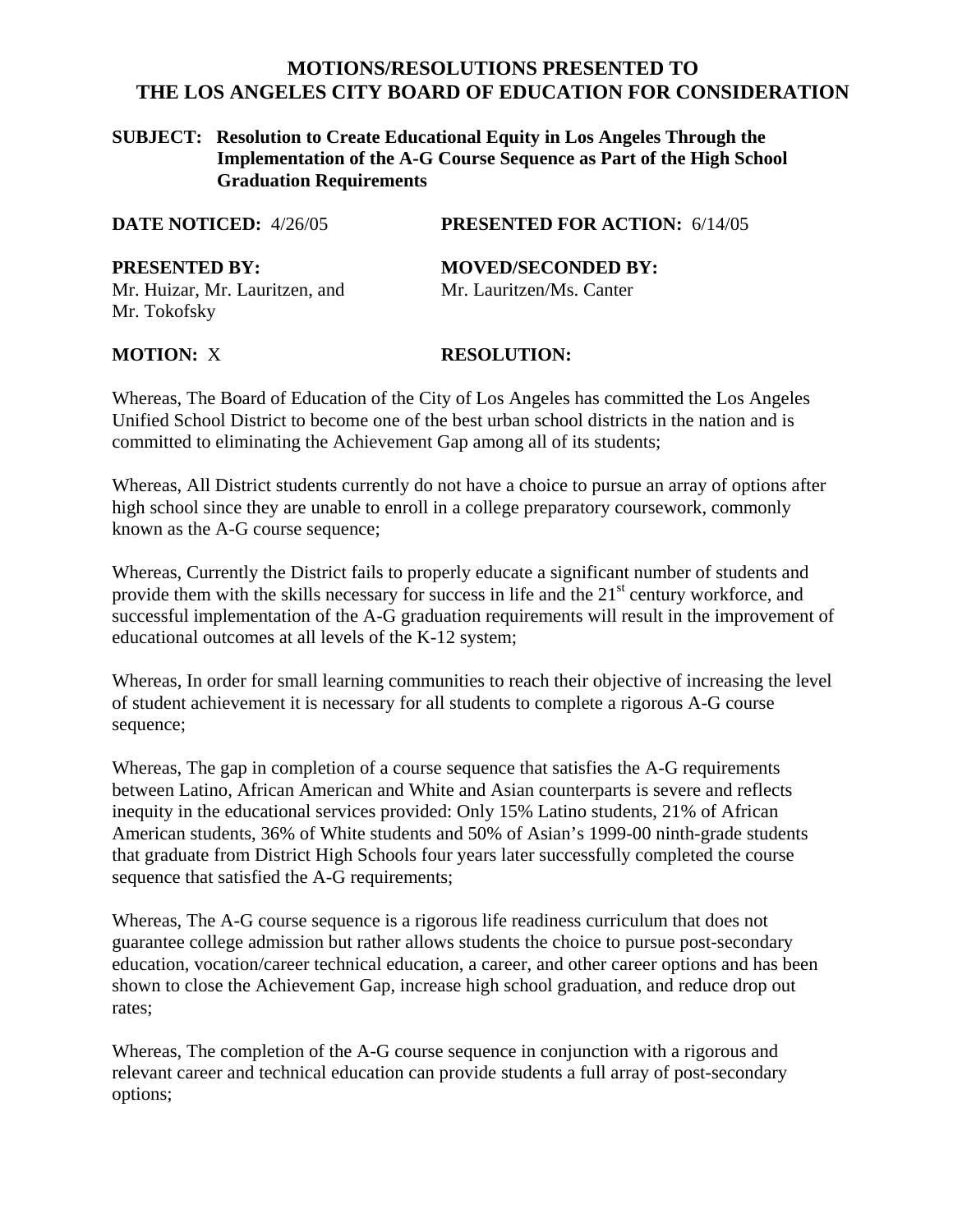# MOTIONS/RESOLUTIONS PRESENTED TO THE LOS ANGELES CITY BOARD OF EDUCATION FOR CONSIDERATION

**SUBJECT: Resolution to Create Educational Equity in Los Angeles Through the Implementation of the A-G Course Sequence as Part of the High School Graduation Requirements**

**DATE NOTICED:** 4/26/05 **PRESENTED FOR ACTION:** 6/14/05

**PRESENTED BY:** Mr. Huizar, Mr. Lauritzen, and Mr. Tokofsky

**MOVED/SECONDED BY:** Mr. Lauritzen/Ms. Canter

**MOTION:** X **RESOLUTION:**

Whereas, The Board of Education of the City of Los Angeles has committed the Los Angeles Unified School District to become one of the best urban school districts in the nation and is committed to eliminating the Achievement Gap among all of its students;

Whereas, All District students currently do not have a choice to pursue an array of options after high school since they are unable to enroll in a college preparatory coursework, commonly known as the A-G course sequence;

Whereas, Currently the District fails to properly educate a significant number of students and provide them with the skills necessary for success in life and the 21st century workforce, and successful implementation of the A-G graduation requirements will result in the improvement of educational outcomes at all levels of the K-12 system;

Whereas, In order for small learning communities to reach their objective of increasing the level of student achievement it is necessary for all students to complete a rigorous A-G course sequence;

Whereas, The gap in completion of a course sequence that satisfies the A-G requirements between Latino, African American and White and Asian counterparts is severe and reflects inequity in the educational services provided: Only 15% Latino students, 21% of African American students, 36% of White students and 50% of Asian's 1999-00 ninth-grade students that graduate from District High Schools four years later successfully completed the course sequence that satisfied the A-G requirements;

Whereas, The A-G course sequence is a rigorous life readiness curriculum that does not guarantee college admission but rather allows students the choice to pursue post-secondary education, vocation/career technical education, a career, and other career options and has been shown to close the Achievement Gap, increase high school graduation, and reduce drop out rates;

Whereas, The completion of the A-G course sequence in conjunction with a rigorous and relevant career and technical education can provide students a full array of post-secondary options;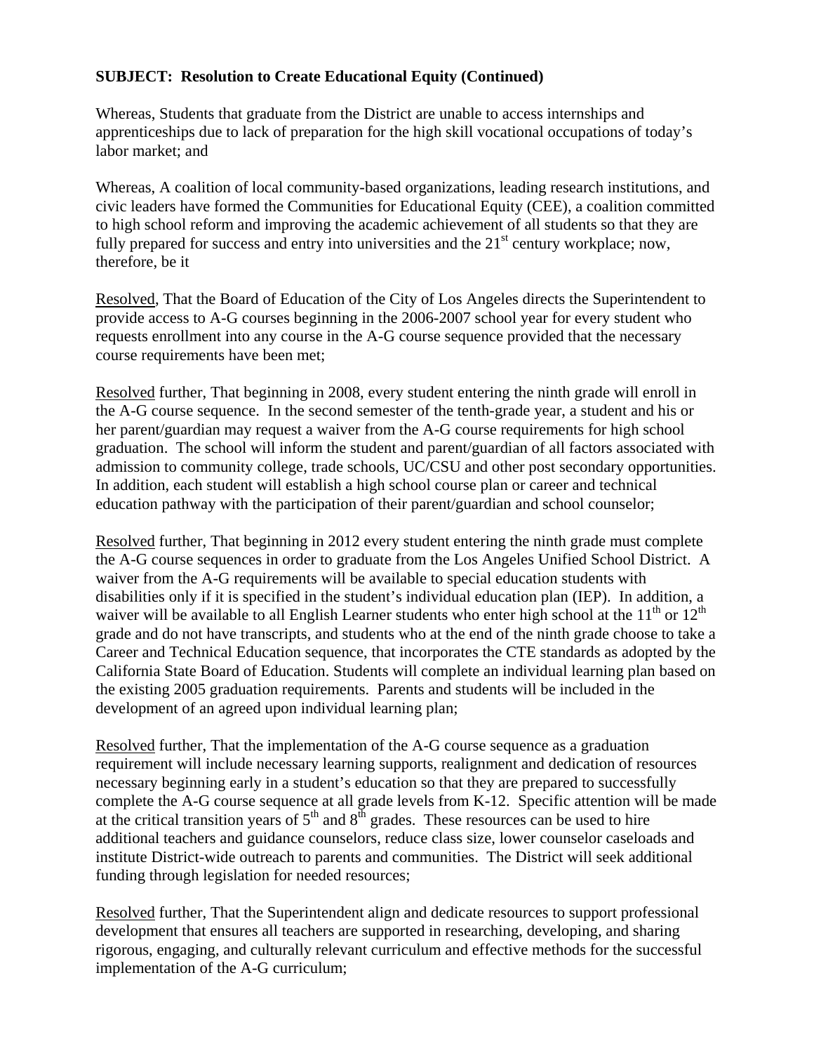**SUBJECT: Resolution to Create Educational Equity (Continued)**

Whereas, Students that graduate from the District are unable to access internships and apprenticeships due to lack of preparation for the high skill vocational occupations of today's labor market; and

Whereas, A coalition of local community-based organizations, leading research institutions, and civic leaders have formed the Communities for Educational Equity (CEE), a coalition committed to high school reform and improving the academic achievement of all students so that they are fully prepared for success and entry into universities and the 21st century workplace; now, therefore, be it

Resolved, That the Board of Education of the City of Los Angeles directs the Superintendent to provide access to A-G courses beginning in the 2006-2007 school year for every student who requests enrollment into any course in the A-G course sequence provided that the necessary course requirements have been met;

Resolved further, That beginning in 2008, every student entering the ninth grade will enroll in the A-G course sequence. In the second semester of the tenth-grade year, a student and his or her parent/guardian may request a waiver from the A-G course requirements for high school graduation. The school will inform the student and parent/guardian of all factors associated with admission to community college, trade schools, UC/CSU and other post secondary opportunities. In addition, each student will establish a high school course plan or career and technical education pathway with the participation of their parent/guardian and school counselor;

Resolved further, That beginning in 2012 every student entering the ninth grade must complete the A-G course sequences in order to graduate from the Los Angeles Unified School District. A waiver from the A-G requirements will be available to special education students with disabilities only if it is specified in the student's individual education plan (IEP). In addition, a waiver will be available to all English Learner students who enter high school at the 11th or 12th grade and do not have transcripts, and students who at the end of the ninth grade choose to take a Career and Technical Education sequence, that incorporates the CTE standards as adopted by the California State Board of Education. Students will complete an individual learning plan based on the existing 2005 graduation requirements. Parents and students will be included in the development of an agreed upon individual learning plan;

Resolved further, That the implementation of the A-G course sequence as a graduation requirement will include necessary learning supports, realignment and dedication of resources necessary beginning early in a student's education so that they are prepared to successfully complete the A-G course sequence at all grade levels from K-12. Specific attention will be made at the critical transition years of 5th and 8th grades. These resources can be used to hire additional teachers and guidance counselors, reduce class size, lower counselor caseloads and institute District-wide outreach to parents and communities. The District will seek additional funding through legislation for needed resources;

Resolved further, That the Superintendent align and dedicate resources to support professional development that ensures all teachers are supported in researching, developing, and sharing rigorous, engaging, and culturally relevant curriculum and effective methods for the successful implementation of the A-G curriculum;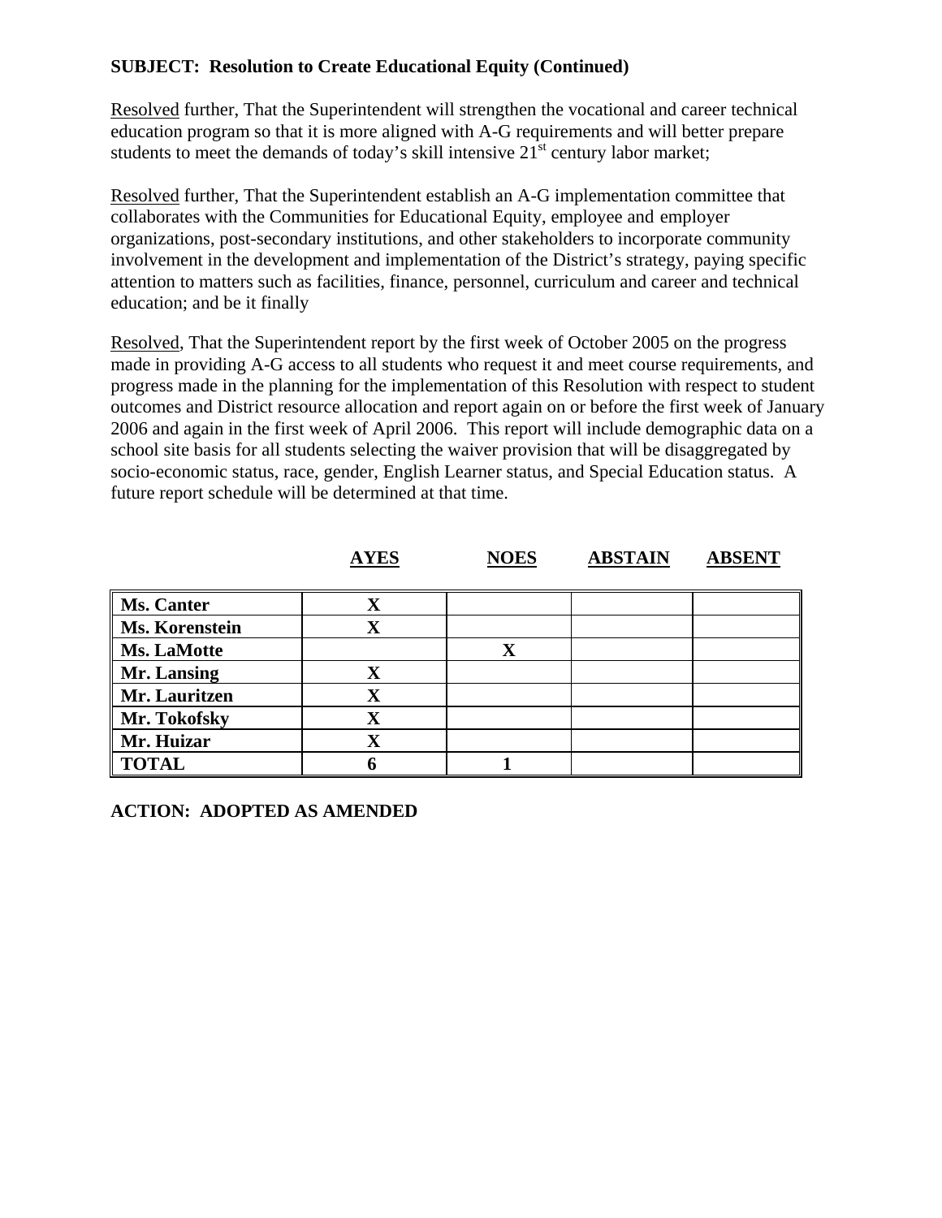**SUBJECT: Resolution to Create Educational Equity (Continued)**

Resolved further, That the Superintendent will strengthen the vocational and career technical education program so that it is more aligned with A-G requirements and will better prepare students to meet the demands of today's skill intensive 21st century labor market;

Resolved further, That the Superintendent establish an A-G implementation committee that collaborates with the Communities for Educational Equity, employee and employer organizations, post-secondary institutions, and other stakeholders to incorporate community involvement in the development and implementation of the District's strategy, paying specific attention to matters such as facilities, finance, personnel, curriculum and career and technical education; and be it finally

Resolved, That the Superintendent report by the first week of October 2005 on the progress made in providing A-G access to all students who request it and meet course requirements, and progress made in the planning for the implementation of this Resolution with respect to student outcomes and District resource allocation and report again on or before the first week of January 2006 and again in the first week of April 2006. This report will include demographic data on a school site basis for all students selecting the waiver provision that will be disaggregated by socio-economic status, race, gender, English Learner status, and Special Education status. A future report schedule will be determined at that time.

| | AYES | NOES | ABSTAIN | ABSENT |
|---|---|---|---|---|
| **Ms. Canter** | X | | | |
| **Ms. Korenstein** | X | | | |
| **Ms. LaMotte** | | X | | |
| **Mr. Lansing** | X | | | |
| **Mr. Lauritzen** | X | | | |
| **Mr. Tokofsky** | X | | | |
| **Mr. Huizar** | X | | | |
| **TOTAL** | 6 | 1 | | |

**ACTION: ADOPTED AS AMENDED**